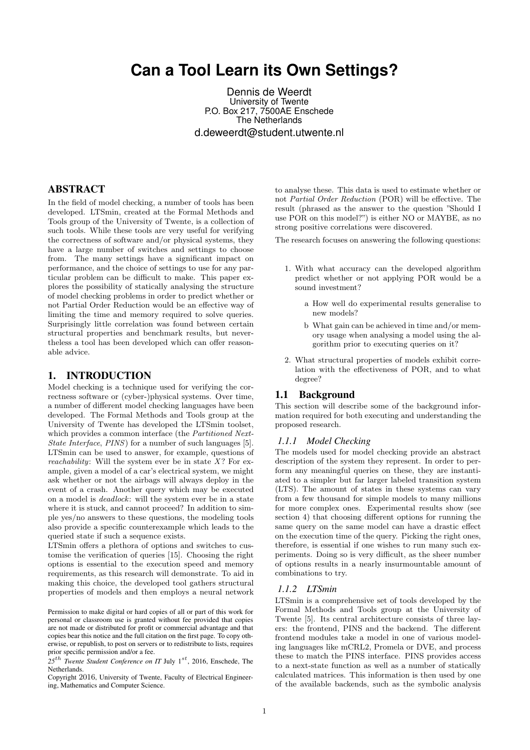# Can a Tool Learn its Own Settings?

Dennis de Weerdt
University of Twente
P.O. Box 217, 7500AE Enschede
The Netherlands
d.deweerdt@student.utwente.nl

## ABSTRACT

In the field of model checking, a number of tools has been developed. LTSmin, created at the Formal Methods and Tools group of the University of Twente, is a collection of such tools. While these tools are very useful for verifying the correctness of software and/or physical systems, they have a large number of switches and settings to choose from. The many settings have a significant impact on performance, and the choice of settings to use for any particular problem can be difficult to make. This paper explores the possibility of statically analysing the structure of model checking problems in order to predict whether or not Partial Order Reduction would be an effective way of limiting the time and memory required to solve queries. Surprisingly little correlation was found between certain structural properties and benchmark results, but nevertheless a tool has been developed which can offer reasonable advice.

## 1. INTRODUCTION

Model checking is a technique used for verifying the correctness software or (cyber-)physical systems. Over time, a number of different model checking languages have been developed. The Formal Methods and Tools group at the University of Twente has developed the LTSmin toolset, which provides a common interface (the *Partitioned Next-State Interface*, *PINS*) for a number of such languages [5]. LTSmin can be used to answer, for example, questions of *reachability*: Will the system ever be in state $X$? For example, given a model of a car's electrical system, we might ask whether or not the airbags will always deploy in the event of a crash. Another query which may be executed on a model is *deadlock*: will the system ever be in a state where it is stuck, and cannot proceed? In addition to simple yes/no answers to these questions, the modeling tools also provide a specific counterexample which leads to the queried state if such a sequence exists.

LTSmin offers a plethora of options and switches to customise the verification of queries [15]. Choosing the right options is essential to the execution speed and memory requirements, as this research will demonstrate. To aid in making this choice, the developed tool gathers structural properties of models and then employs a neural network to analyse these. This data is used to estimate whether or not *Partial Order Reduction* (POR) will be effective. The result (phrased as the answer to the question "Should I use POR on this model?") is either NO or MAYBE, as no strong positive correlations were discovered.

The research focuses on answering the following questions:

1. With what accuracy can the developed algorithm predict whether or not applying POR would be a sound investment?
   a How well do experimental results generalise to new models?
   b What gain can be achieved in time and/or memory usage when analysing a model using the algorithm prior to executing queries on it?
2. What structural properties of models exhibit correlation with the effectiveness of POR, and to what degree?

Permission to make digital or hard copies of all or part of this work for personal or classroom use is granted without fee provided that copies are not made or distributed for profit or commercial advantage and that copies bear this notice and the full citation on the first page. To copy otherwise, or republish, to post on servers or to redistribute to lists, requires prior specific permission and/or a fee.
$25^{th}$ *Twente Student Conference on IT* July $1^{st}$, 2016, Enschede, The Netherlands.
Copyright 2016, University of Twente, Faculty of Electrical Engineering, Mathematics and Computer Science.

### 1.1 Background

This section will describe some of the background information required for both executing and understanding the proposed research.

#### *1.1.1 Model Checking*

The models used for model checking provide an abstract description of the system they represent. In order to perform any meaningful queries on these, they are instantiated to a simpler but far larger labeled transition system (LTS). The amount of states in these systems can vary from a few thousand for simple models to many millions for more complex ones. Experimental results show (see section 4) that choosing different options for running the same query on the same model can have a drastic effect on the execution time of the query. Picking the right ones, therefore, is essential if one wishes to run many such experiments. Doing so is very difficult, as the sheer number of options results in a nearly insurmountable amount of combinations to try.

#### *1.1.2 LTSmin*

LTSmin is a comprehensive set of tools developed by the Formal Methods and Tools group at the University of Twente [5]. Its central architecture consists of three layers: the frontend, PINS and the backend. The different frontend modules take a model in one of various modeling languages like mCRL2, Promela or DVE, and process these to match the PINS interface. PINS provides access to a next-state function as well as a number of statically calculated matrices. This information is then used by one of the available backends, such as the symbolic analysis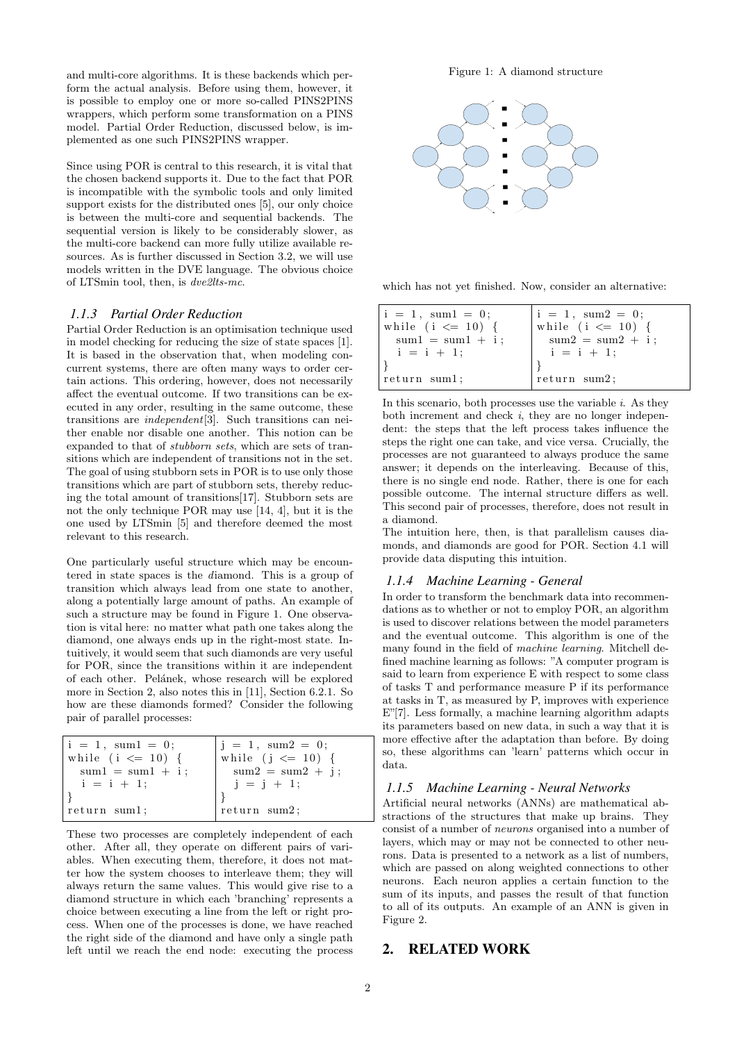and multi-core algorithms. It is these backends which perform the actual analysis. Before using them, however, it is possible to employ one or more so-called PINS2PINS wrappers, which perform some transformation on a PINS model. Partial Order Reduction, discussed below, is implemented as one such PINS2PINS wrapper.

Since using POR is central to this research, it is vital that the chosen backend supports it. Due to the fact that POR is incompatible with the symbolic tools and only limited support exists for the distributed ones [5], our only choice is between the multi-core and sequential backends. The sequential version is likely to be considerably slower, as the multi-core backend can more fully utilize available resources. As is further discussed in Section 3.2, we will use models written in the DVE language. The obvious choice of LTSmin tool, then, is *dve2lts-mc*.

### 1.1.3 Partial Order Reduction

Partial Order Reduction is an optimisation technique used in model checking for reducing the size of state spaces [1]. It is based in the observation that, when modeling concurrent systems, there are often many ways to order certain actions. This ordering, however, does not necessarily affect the eventual outcome. If two transitions can be executed in any order, resulting in the same outcome, these transitions are *independent*[3]. Such transitions can neither enable nor disable one another. This notion can be expanded to that of *stubborn sets*, which are sets of transitions which are independent of transitions not in the set. The goal of using stubborn sets in POR is to use only those transitions which are part of stubborn sets, thereby reducing the total amount of transitions[17]. Stubborn sets are not the only technique POR may use [14, 4], but it is the one used by LTSmin [5] and therefore deemed the most relevant to this research.

One particularly useful structure which may be encountered in state spaces is the *d*iamond. This is a group of transition which always lead from one state to another, along a potentially large amount of paths. An example of such a structure may be found in Figure 1. One observation is vital here: no matter what path one takes along the diamond, one always ends up in the right-most state. Intuitively, it would seem that such diamonds are very useful for POR, since the transitions within it are independent of each other. Pelánek, whose research will be explored more in Section 2, also notes this in [11], Section 6.2.1. So how are these diamonds formed? Consider the following pair of parallel processes:

| | |
|---|---|
| `i = 1, sum1 = 0;`<br>`while (i <= 10) {`<br>`  sum1 = sum1 + i;`<br>`  i = i + 1;`<br>`}`<br>`return sum1;` | `j = 1, sum2 = 0;`<br>`while (j <= 10) {`<br>`  sum2 = sum2 + j;`<br>`  j = j + 1;`<br>`}`<br>`return sum2;` |

These two processes are completely independent of each other. After all, they operate on different pairs of variables. When executing them, therefore, it does not matter how the system chooses to interleave them; they will always return the same values. This would give rise to a diamond structure in which each 'branching' represents a choice between executing a line from the left or right process. When one of the processes is done, we have reached the right side of the diamond and have only a single path left until we reach the end node: executing the process

Figure 1: A diamond structure

which has not yet finished. Now, consider an alternative:

| | |
|---|---|
| `i = 1, sum1 = 0;`<br>`while (i <= 10) {`<br>`  sum1 = sum1 + i;`<br>`  i = i + 1;`<br>`}`<br>`return sum1;` | `i = 1, sum2 = 0;`<br>`while (i <= 10) {`<br>`  sum2 = sum2 + i;`<br>`  i = i + 1;`<br>`}`<br>`return sum2;` |

In this scenario, both processes use the variable *i*. As they both increment and check *i*, they are no longer independent: the steps that the left process takes influence the steps the right one can take, and vice versa. Crucially, the processes are not guaranteed to always produce the same answer; it depends on the interleaving. Because of this, there is no single end node. Rather, there is one for each possible outcome. The internal structure differs as well. This second pair of processes, therefore, does not result in a diamond.

The intuition here, then, is that parallelism causes diamonds, and diamonds are good for POR. Section 4.1 will provide data disputing this intuition.

### 1.1.4 Machine Learning - General

In order to transform the benchmark data into recommendations as to whether or not to employ POR, an algorithm is used to discover relations between the model parameters and the eventual outcome. This algorithm is one of the many found in the field of *machine learning*. Mitchell defined machine learning as follows: "A computer program is said to learn from experience E with respect to some class of tasks T and performance measure P if its performance at tasks in T, as measured by P, improves with experience E"[7]. Less formally, a machine learning algorithm adapts its parameters based on new data, in such a way that it is more effective after the adaptation than before. By doing so, these algorithms can 'learn' patterns which occur in data.

### 1.1.5 Machine Learning - Neural Networks

Artificial neural networks (ANNs) are mathematical abstractions of the structures that make up brains. They consist of a number of *neurons* organised into a number of layers, which may or may not be connected to other neurons. Data is presented to a network as a list of numbers, which are passed on along weighted connections to other neurons. Each neuron applies a certain function to the sum of its inputs, and passes the result of that function to all of its outputs. An example of an ANN is given in Figure 2.

## 2. RELATED WORK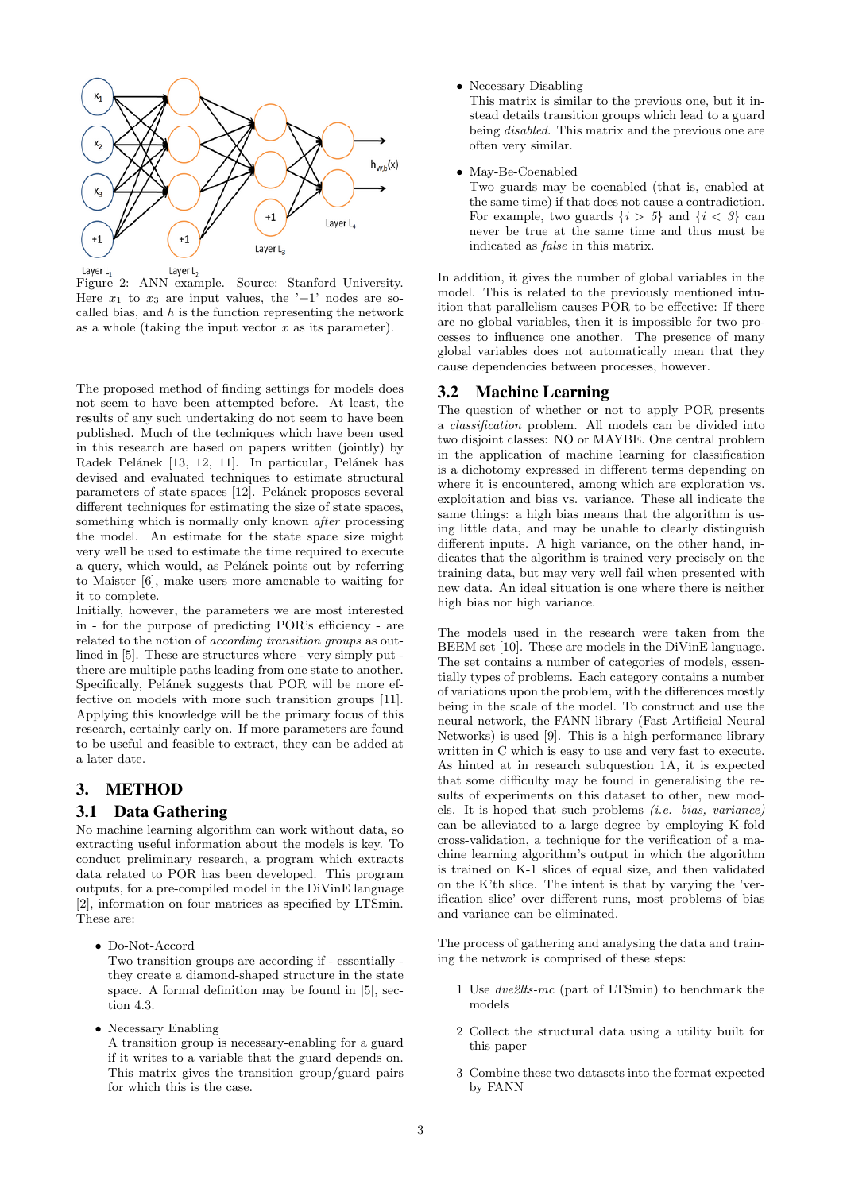Figure 2: ANN example. Source: Stanford University. Here $x_1$ to $x_3$ are input values, the '+1' nodes are so-called bias, and $h$ is the function representing the network as a whole (taking the input vector $x$ as its parameter).

The proposed method of finding settings for models does not seem to have been attempted before. At least, the results of any such undertaking do not seem to have been published. Much of the techniques which have been used in this research are based on papers written (jointly) by Radek Pelánek [13, 12, 11]. In particular, Pelánek has devised and evaluated techniques to estimate structural parameters of state spaces [12]. Pelánek proposes several different techniques for estimating the size of state spaces, something which is normally only known *after* processing the model. An estimate for the state space size might very well be used to estimate the time required to execute a query, which would, as Pelánek points out by referring to Maister [6], make users more amenable to waiting for it to complete.

Initially, however, the parameters we are most interested in - for the purpose of predicting POR's efficiency - are related to the notion of *according transition groups* as outlined in [5]. These are structures where - very simply put - there are multiple paths leading from one state to another. Specifically, Pelánek suggests that POR will be more effective on models with more such transition groups [11]. Applying this knowledge will be the primary focus of this research, certainly early on. If more parameters are found to be useful and feasible to extract, they can be added at a later date.

## 3. METHOD

### 3.1 Data Gathering

No machine learning algorithm can work without data, so extracting useful information about the models is key. To conduct preliminary research, a program which extracts data related to POR has been developed. This program outputs, for a pre-compiled model in the DiVinE language [2], information on four matrices as specified by LTSmin. These are:

- Do-Not-Accord
  Two transition groups are according if - essentially - they create a diamond-shaped structure in the state space. A formal definition may be found in [5], section 4.3.

- Necessary Enabling
  A transition group is necessary-enabling for a guard if it writes to a variable that the guard depends on. This matrix gives the transition group/guard pairs for which this is the case.

- Necessary Disabling
  This matrix is similar to the previous one, but it instead details transition groups which lead to a guard being *disabled*. This matrix and the previous one are often very similar.

- May-Be-Coenabled
  Two guards may be coenabled (that is, enabled at the same time) if that does not cause a contradiction. For example, two guards $\{i > 5\}$ and $\{i < 3\}$ can never be true at the same time and thus must be indicated as *false* in this matrix.

In addition, it gives the number of global variables in the model. This is related to the previously mentioned intuition that parallelism causes POR to be effective: If there are no global variables, then it is impossible for two processes to influence one another. The presence of many global variables does not automatically mean that they cause dependencies between processes, however.

### 3.2 Machine Learning

The question of whether or not to apply POR presents a *classification* problem. All models can be divided into two disjoint classes: NO or MAYBE. One central problem in the application of machine learning for classification is a dichotomy expressed in different terms depending on where it is encountered, among which are exploration vs. exploitation and bias vs. variance. These all indicate the same things: a high bias means that the algorithm is using little data, and may be unable to clearly distinguish different inputs. A high variance, on the other hand, indicates that the algorithm is trained very precisely on the training data, but may very well fail when presented with new data. An ideal situation is one where there is neither high bias nor high variance.

The models used in the research were taken from the BEEM set [10]. These are models in the DiVinE language. The set contains a number of categories of models, essentially types of problems. Each category contains a number of variations upon the problem, with the differences mostly being in the scale of the model. To construct and use the neural network, the FANN library (Fast Artificial Neural Networks) is used [9]. This is a high-performance library written in C which is easy to use and very fast to execute. As hinted at in research subquestion 1A, it is expected that some difficulty may be found in generalising the results of experiments on this dataset to other, new models. It is hoped that such problems *(i.e. bias, variance)* can be alleviated to a large degree by employing K-fold cross-validation, a technique for the verification of a machine learning algorithm's output in which the algorithm is trained on K-1 slices of equal size, and then validated on the K'th slice. The intent is that by varying the 'verification slice' over different runs, most problems of bias and variance can be eliminated.

The process of gathering and analysing the data and training the network is comprised of these steps:

1. Use *dve2lts-mc* (part of LTSmin) to benchmark the models
2. Collect the structural data using a utility built for this paper
3. Combine these two datasets into the format expected by FANN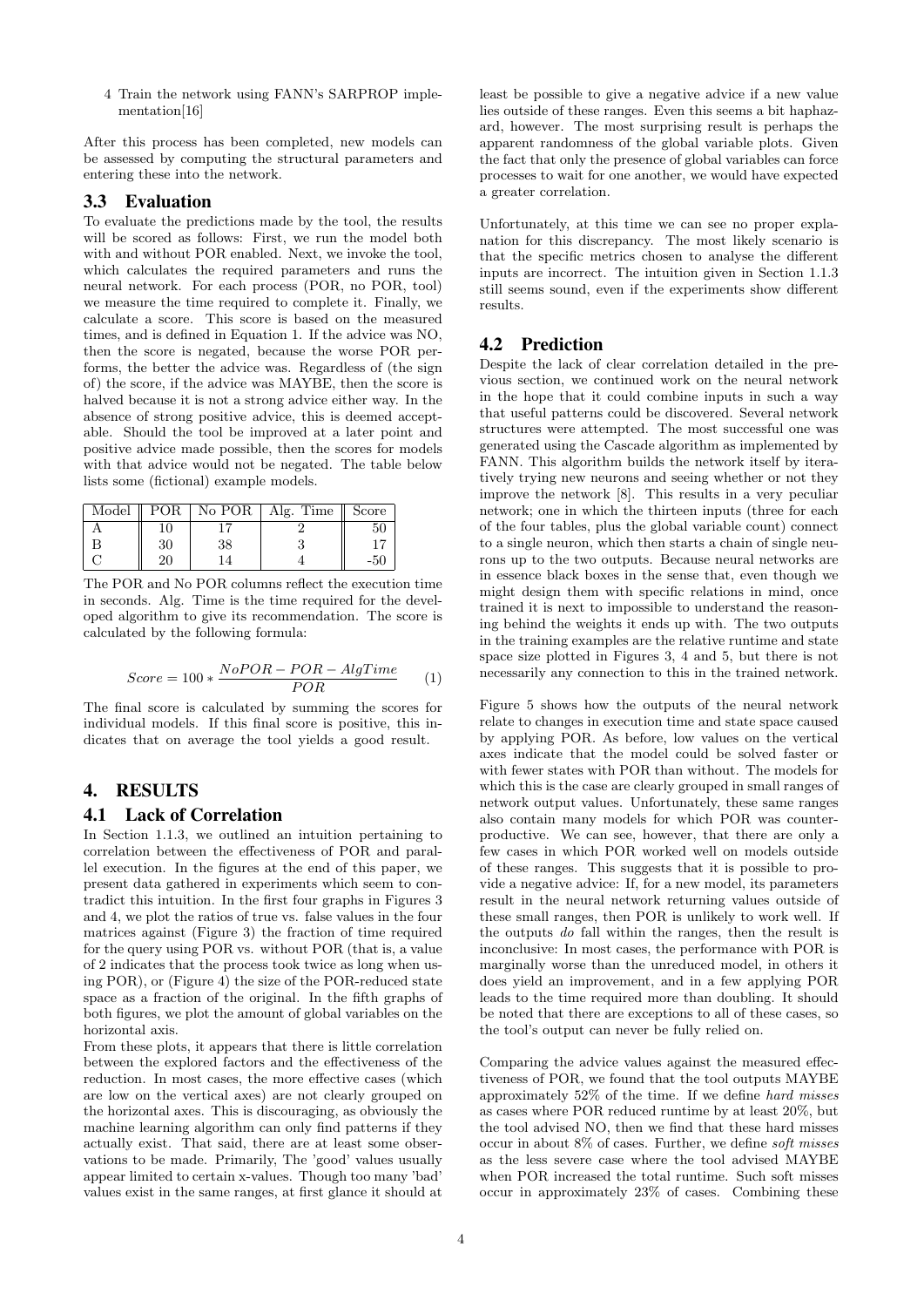4 Train the network using FANN's SARPROP implementation[16]

After this process has been completed, new models can be assessed by computing the structural parameters and entering these into the network.

## 3.3 Evaluation

To evaluate the predictions made by the tool, the results will be scored as follows: First, we run the model both with and without POR enabled. Next, we invoke the tool, which calculates the required parameters and runs the neural network. For each process (POR, no POR, tool) we measure the time required to complete it. Finally, we calculate a score. This score is based on the measured times, and is defined in Equation 1. If the advice was NO, then the score is negated, because the worse POR performs, the better the advice was. Regardless of (the sign of) the score, if the advice was MAYBE, then the score is halved because it is not a strong advice either way. In the absence of strong positive advice, this is deemed acceptable. Should the tool be improved at a later point and positive advice made possible, then the scores for models with that advice would not be negated. The table below lists some (fictional) example models.

| Model | POR | No POR | Alg. Time | Score |
|---|---|---|---|---|
| A | 10 | 17 | 2 | 50 |
| B | 30 | 38 | 3 | 17 |
| C | 20 | 14 | 4 | -50 |

The POR and No POR columns reflect the execution time in seconds. Alg. Time is the time required for the developed algorithm to give its recommendation. The score is calculated by the following formula:

$$Score = 100 * \frac{NoPOR - POR - AlgTime}{POR} \quad (1)$$

The final score is calculated by summing the scores for individual models. If this final score is positive, this indicates that on average the tool yields a good result.

# 4. RESULTS

## 4.1 Lack of Correlation

In Section 1.1.3, we outlined an intuition pertaining to correlation between the effectiveness of POR and parallel execution. In the figures at the end of this paper, we present data gathered in experiments which seem to contradict this intuition. In the first four graphs in Figures 3 and 4, we plot the ratios of true vs. false values in the four matrices against (Figure 3) the fraction of time required for the query using POR vs. without POR (that is, a value of 2 indicates that the process took twice as long when using POR), or (Figure 4) the size of the POR-reduced state space as a fraction of the original. In the fifth graphs of both figures, we plot the amount of global variables on the horizontal axis.

From these plots, it appears that there is little correlation between the explored factors and the effectiveness of the reduction. In most cases, the more effective cases (which are low on the vertical axes) are not clearly grouped on the horizontal axes. This is discouraging, as obviously the machine learning algorithm can only find patterns if they actually exist. That said, there are at least some observations to be made. Primarily, The 'good' values usually appear limited to certain x-values. Though too many 'bad' values exist in the same ranges, at first glance it should at least be possible to give a negative advice if a new value lies outside of these ranges. Even this seems a bit haphazard, however. The most surprising result is perhaps the apparent randomness of the global variable plots. Given the fact that only the presence of global variables can force processes to wait for one another, we would have expected a greater correlation.

Unfortunately, at this time we can see no proper explanation for this discrepancy. The most likely scenario is that the specific metrics chosen to analyse the different inputs are incorrect. The intuition given in Section 1.1.3 still seems sound, even if the experiments show different results.

## 4.2 Prediction

Despite the lack of clear correlation detailed in the previous section, we continued work on the neural network in the hope that it could combine inputs in such a way that useful patterns could be discovered. Several network structures were attempted. The most successful one was generated using the Cascade algorithm as implemented by FANN. This algorithm builds the network itself by iteratively trying new neurons and seeing whether or not they improve the network [8]. This results in a very peculiar network; one in which the thirteen inputs (three for each of the four tables, plus the global variable count) connect to a single neuron, which then starts a chain of single neurons up to the two outputs. Because neural networks are in essence black boxes in the sense that, even though we might design them with specific relations in mind, once trained it is next to impossible to understand the reasoning behind the weights it ends up with. The two outputs in the training examples are the relative runtime and state space size plotted in Figures 3, 4 and 5, but there is not necessarily any connection to this in the trained network.

Figure 5 shows how the outputs of the neural network relate to changes in execution time and state space caused by applying POR. As before, low values on the vertical axes indicate that the model could be solved faster or with fewer states with POR than without. The models for which this is the case are clearly grouped in small ranges of network output values. Unfortunately, these same ranges also contain many models for which POR was counterproductive. We can see, however, that there are only a few cases in which POR worked well on models outside of these ranges. This suggests that it is possible to provide a negative advice: If, for a new model, its parameters result in the neural network returning values outside of these small ranges, then POR is unlikely to work well. If the outputs *do* fall within the ranges, then the result is inconclusive: In most cases, the performance with POR is marginally worse than the unreduced model, in others it does yield an improvement, and in a few applying POR leads to the time required more than doubling. It should be noted that there are exceptions to all of these cases, so the tool's output can never be fully relied on.

Comparing the advice values against the measured effectiveness of POR, we found that the tool outputs MAYBE approximately 52% of the time. If we define *hard misses* as cases where POR reduced runtime by at least 20%, but the tool advised NO, then we find that these hard misses occur in about 8% of cases. Further, we define *soft misses* as the less severe case where the tool advised MAYBE when POR increased the total runtime. Such soft misses occur in approximately 23% of cases. Combining these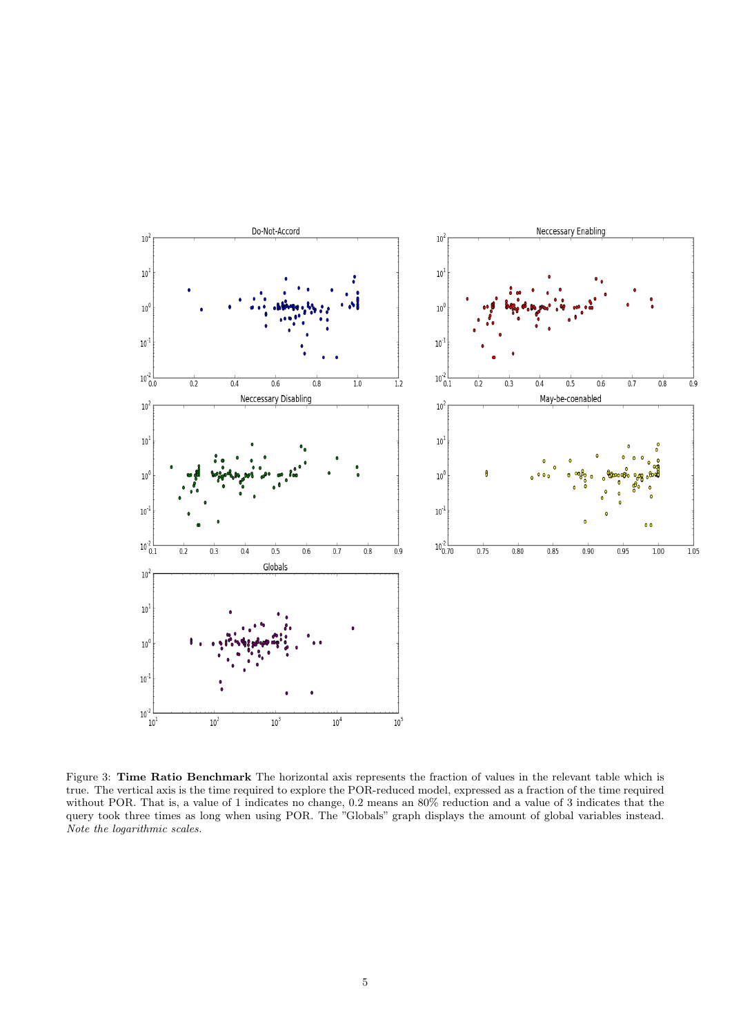Figure 3: **Time Ratio Benchmark** The horizontal axis represents the fraction of values in the relevant table which is true. The vertical axis is the time required to explore the POR-reduced model, expressed as a fraction of the time required without POR. That is, a value of 1 indicates no change, 0.2 means an 80% reduction and a value of 3 indicates that the query took three times as long when using POR. The "Globals" graph displays the amount of global variables instead. *Note the logarithmic scales.*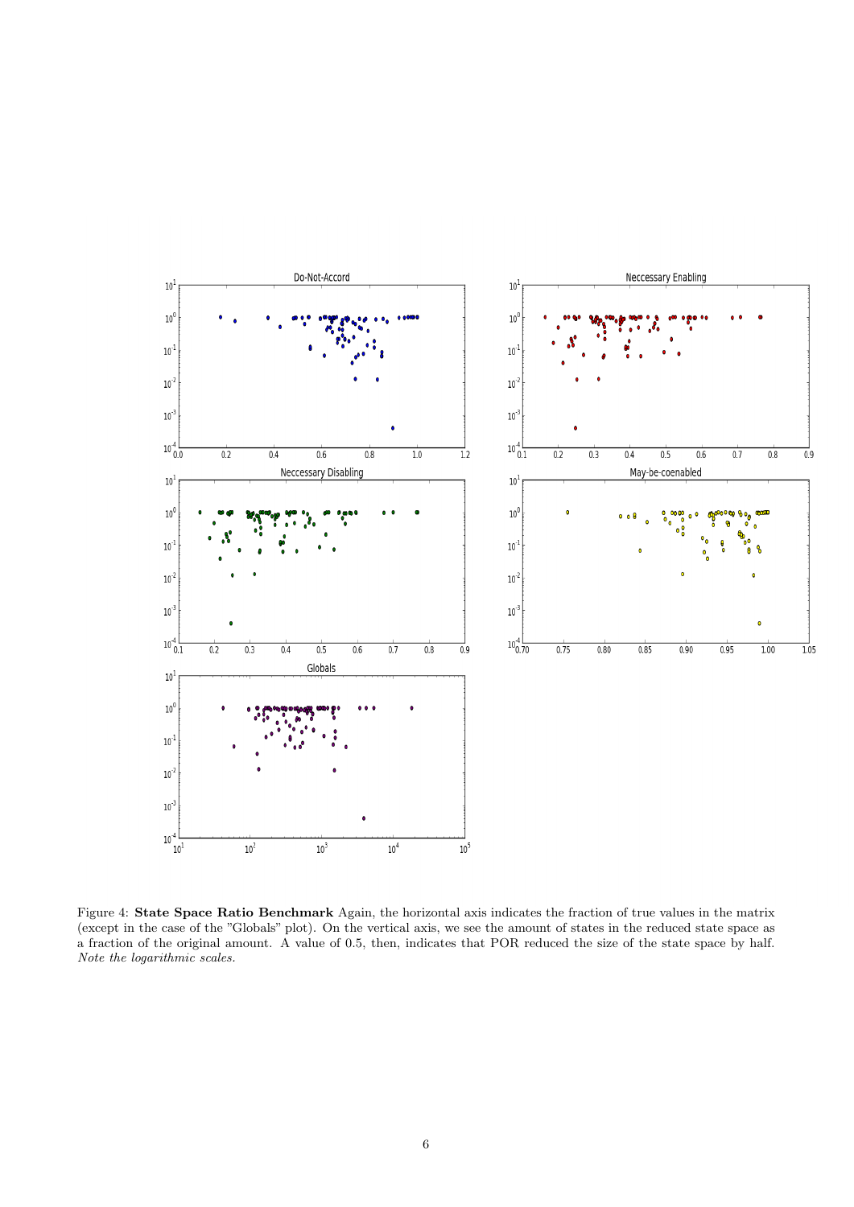**Figure 4: State Space Ratio Benchmark** Again, the horizontal axis indicates the fraction of true values in the matrix (except in the case of the "Globals" plot). On the vertical axis, we see the amount of states in the reduced state space as a fraction of the original amount. A value of 0.5, then, indicates that POR reduced the size of the state space by half. *Note the logarithmic scales.*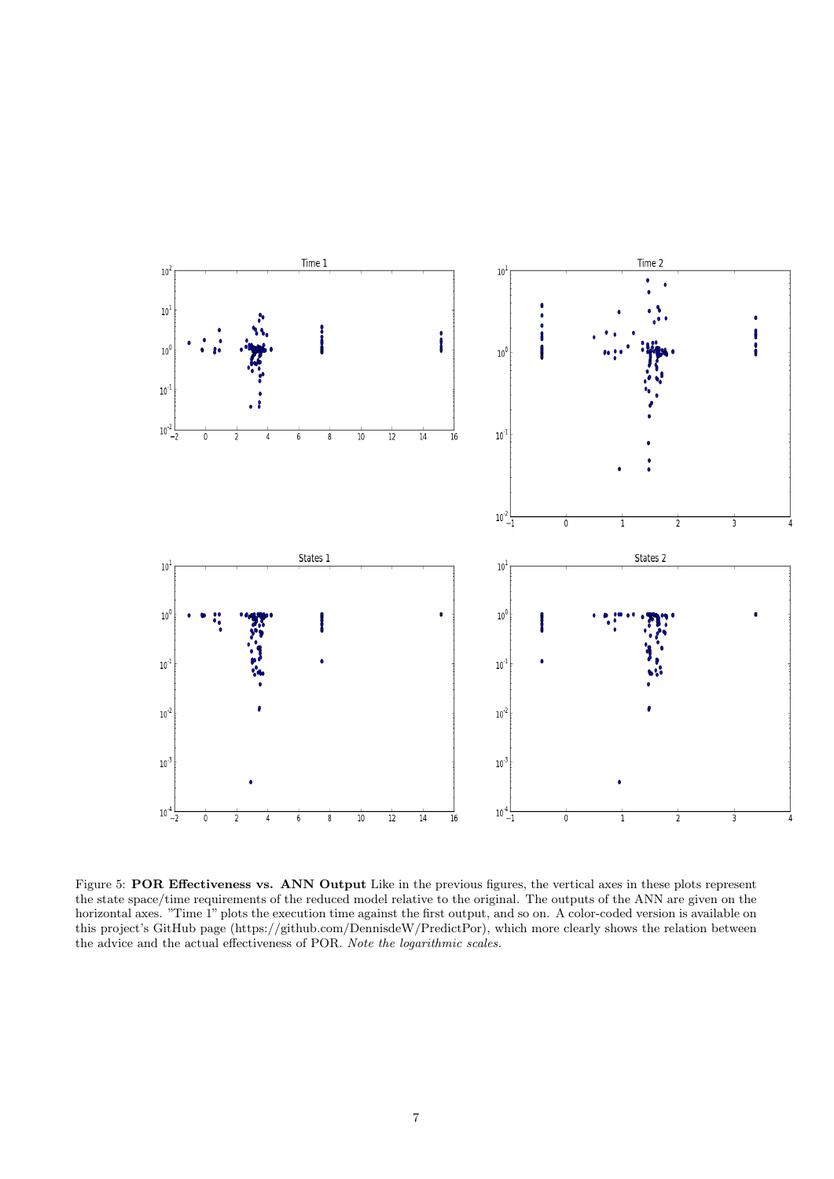Figure 5: **POR Effectiveness vs. ANN Output** Like in the previous figures, the vertical axes in these plots represent the state space/time requirements of the reduced model relative to the original. The outputs of the ANN are given on the horizontal axes. "Time 1" plots the execution time against the first output, and so on. A color-coded version is available on this project's GitHub page (https://github.com/DennisdeW/PredictPor), which more clearly shows the relation between the advice and the actual effectiveness of POR. *Note the logarithmic scales.*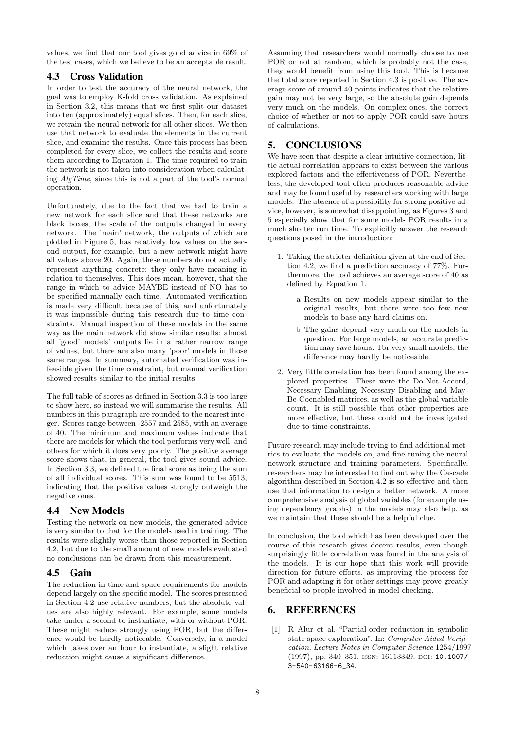values, we find that our tool gives good advice in 69% of the test cases, which we believe to be an acceptable result.

## 4.3 Cross Validation

In order to test the accuracy of the neural network, the goal was to employ K-fold cross validation. As explained in Section 3.2, this means that we first split our dataset into ten (approximately) equal slices. Then, for each slice, we retrain the neural network for all other slices. We then use that network to evaluate the elements in the current slice, and examine the results. Once this process has been completed for every slice, we collect the results and score them according to Equation 1. The time required to train the network is not taken into consideration when calculating *AlgTime*, since this is not a part of the tool's normal operation.

Unfortunately, due to the fact that we had to train a new network for each slice and that these networks are black boxes, the scale of the outputs changed in every network. The 'main' network, the outputs of which are plotted in Figure 5, has relatively low values on the second output, for example, but a new network might have all values above 20. Again, these numbers do not actually represent anything concrete; they only have meaning in relation to themselves. This does mean, however, that the range in which to advice MAYBE instead of NO has to be specified manually each time. Automated verification is made very difficult because of this, and unfortunately it was impossible during this research due to time constraints. Manual inspection of these models in the same way as the main network did show similar results: almost all 'good' models' outputs lie in a rather narrow range of values, but there are also many 'poor' models in those same ranges. In summary, automated verification was infeasible given the time constraint, but manual verification showed results similar to the initial results.

The full table of scores as defined in Section 3.3 is too large to show here, so instead we will summarise the results. All numbers in this paragraph are rounded to the nearest integer. Scores range between -2557 and 2585, with an average of 40. The minimum and maximum values indicate that there are models for which the tool performs very well, and others for which it does very poorly. The positive average score shows that, in general, the tool gives sound advice. In Section 3.3, we defined the final score as being the sum of all individual scores. This sum was found to be 5513, indicating that the positive values strongly outweigh the negative ones.

## 4.4 New Models

Testing the network on new models, the generated advice is very similar to that for the models used in training. The results were slightly worse than those reported in Section 4.2, but due to the small amount of new models evaluated no conclusions can be drawn from this measurement.

## 4.5 Gain

The reduction in time and space requirements for models depend largely on the specific model. The scores presented in Section 4.2 use relative numbers, but the absolute values are also highly relevant. For example, some models take under a second to instantiate, with or without POR. These might reduce strongly using POR, but the difference would be hardly noticeable. Conversely, in a model which takes over an hour to instantiate, a slight relative reduction might cause a significant difference.

Assuming that researchers would normally choose to use POR or not at random, which is probably not the case, they would benefit from using this tool. This is because the total score reported in Section 4.3 is positive. The average score of around 40 points indicates that the relative gain may not be very large, so the absolute gain depends very much on the models. On complex ones, the correct choice of whether or not to apply POR could save hours of calculations.

# 5. CONCLUSIONS

We have seen that despite a clear intuitive connection, little actual correlation appears to exist between the various explored factors and the effectiveness of POR. Nevertheless, the developed tool often produces reasonable advice and may be found useful by researchers working with large models. The absence of a possibility for strong positive advice, however, is somewhat disappointing, as Figures 3 and 5 especially show that for some models POR results in a much shorter run time. To explicitly answer the research questions posed in the introduction:

1. Taking the stricter definition given at the end of Section 4.2, we find a prediction accuracy of 77%. Furthermore, the tool achieves an average score of 40 as defined by Equation 1.
   a Results on new models appear similar to the original results, but there were too few new models to base any hard claims on.
   b The gains depend very much on the models in question. For large models, an accurate prediction may save hours. For very small models, the difference may hardly be noticeable.
2. Very little correlation has been found among the explored properties. These were the Do-Not-Accord, Necessary Enabling, Necessary Disabling and May-Be-Coenabled matrices, as well as the global variable count. It is still possible that other properties are more effective, but these could not be investigated due to time constraints.

Future research may include trying to find additional metrics to evaluate the models on, and fine-tuning the neural network structure and training parameters. Specifically, researchers may be interested to find out why the Cascade algorithm described in Section 4.2 is so effective and then use that information to design a better network. A more comprehensive analysis of global variables (for example using dependency graphs) in the models may also help, as we maintain that these should be a helpful clue.

In conclusion, the tool which has been developed over the course of this research gives decent results, even though surprisingly little correlation was found in the analysis of the models. It is our hope that this work will provide direction for future efforts, as improving the process for POR and adapting it for other settings may prove greatly beneficial to people involved in model checking.

# 6. REFERENCES

[1] R Alur et al. "Partial-order reduction in symbolic state space exploration". In: *Computer Aided Verification, Lecture Notes in Computer Science* 1254/1997 (1997), pp. 340–351. ISSN: 16113349. DOI: 10.1007/3-540-63166-6_34.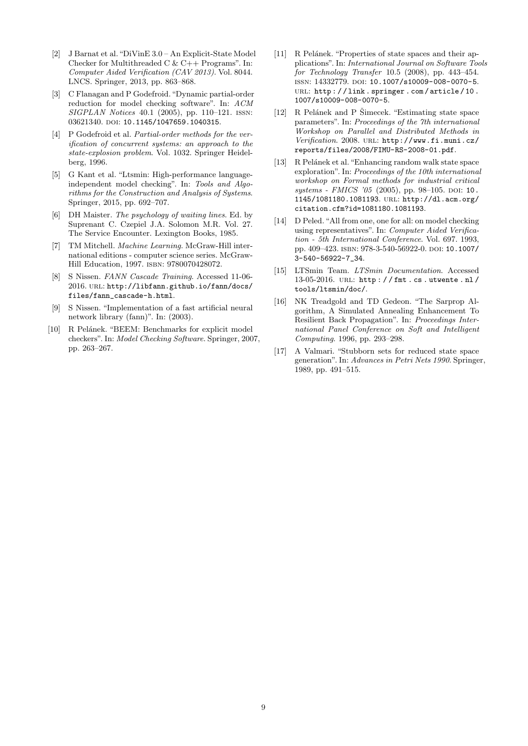[2] J Barnat et al. "DiVinE 3.0 – An Explicit-State Model Checker for Multithreaded C & C++ Programs". In: *Computer Aided Verification (CAV 2013)*. Vol. 8044. LNCS. Springer, 2013, pp. 863–868.

[3] C Flanagan and P Godefroid. "Dynamic partial-order reduction for model checking software". In: *ACM SIGPLAN Notices* 40.1 (2005), pp. 110–121. ISSN: 03621340. DOI: `10.1145/1047659.1040315`.

[4] P Godefroid et al. *Partial-order methods for the verification of concurrent systems: an approach to the state-explosion problem*. Vol. 1032. Springer Heidelberg, 1996.

[5] G Kant et al. "Ltsmin: High-performance language-independent model checking". In: *Tools and Algorithms for the Construction and Analysis of Systems*. Springer, 2015, pp. 692–707.

[6] DH Maister. *The psychology of waiting lines*. Ed. by Suprenant C. Czepiel J.A. Solomon M.R. Vol. 27. The Service Encounter. Lexington Books, 1985.

[7] TM Mitchell. *Machine Learning*. McGraw-Hill international editions - computer science series. McGraw-Hill Education, 1997. ISBN: 9780070428072.

[8] S Nissen. *FANN Cascade Training*. Accessed 11-06-2016. URL: `http://libfann.github.io/fann/docs/files/fann_cascade-h.html`.

[9] S Nissen. "Implementation of a fast artificial neural network library (fann)". In: (2003).

[10] R Pelánek. "BEEM: Benchmarks for explicit model checkers". In: *Model Checking Software*. Springer, 2007, pp. 263–267.

[11] R Pelánek. "Properties of state spaces and their applications". In: *International Journal on Software Tools for Technology Transfer* 10.5 (2008), pp. 443–454. ISSN: 14332779. DOI: `10.1007/s10009-008-0070-5`. URL: `http://link.springer.com/article/10.1007/s10009-008-0070-5`.

[12] R Pelánek and P Šimecek. "Estimating state space parameters". In: *Proceedings of the 7th international Workshop on Parallel and Distributed Methods in Verification*. 2008. URL: `http://www.fi.muni.cz/reports/files/2008/FIMU-RS-2008-01.pdf`.

[13] R Pelánek et al. "Enhancing random walk state space exploration". In: *Proceedings of the 10th international workshop on Formal methods for industrial critical systems - FMICS '05* (2005), pp. 98–105. DOI: `10.1145/1081180.1081193`. URL: `http://dl.acm.org/citation.cfm?id=1081180.1081193`.

[14] D Peled. "All from one, one for all: on model checking using representatives". In: *Computer Aided Verification - 5th International Conference*. Vol. 697. 1993, pp. 409–423. ISBN: 978-3-540-56922-0. DOI: `10.1007/3-540-56922-7_34`.

[15] LTSmin Team. *LTSmin Documentation*. Accessed 13-05-2016. URL: `http://fmt.cs.utwente.nl/tools/ltsmin/doc/`.

[16] NK Treadgold and TD Gedeon. "The Sarprop Algorithm, A Simulated Annealing Enhancement To Resilient Back Propagation". In: *Proceedings International Panel Conference on Soft and Intelligent Computing*. 1996, pp. 293–298.

[17] A Valmari. "Stubborn sets for reduced state space generation". In: *Advances in Petri Nets 1990*. Springer, 1989, pp. 491–515.